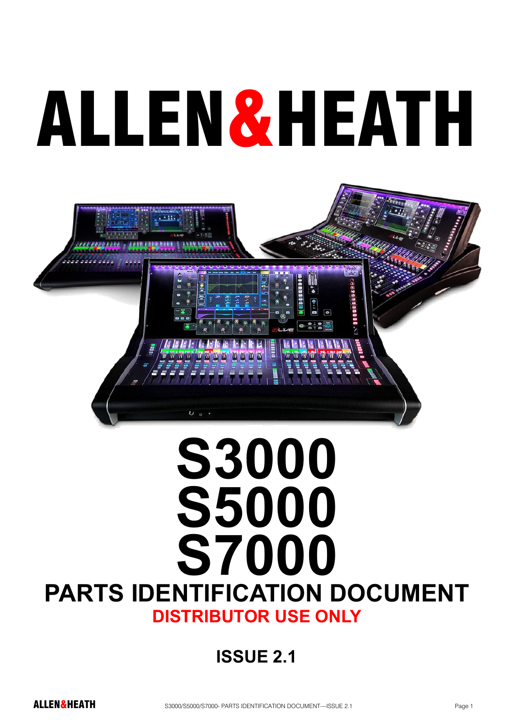# ALLEN&HEATH

# S3000
# S5000
# S7000

## PARTS IDENTIFICATION DOCUMENT

**DISTRIBUTOR USE ONLY**

**ISSUE 2.1**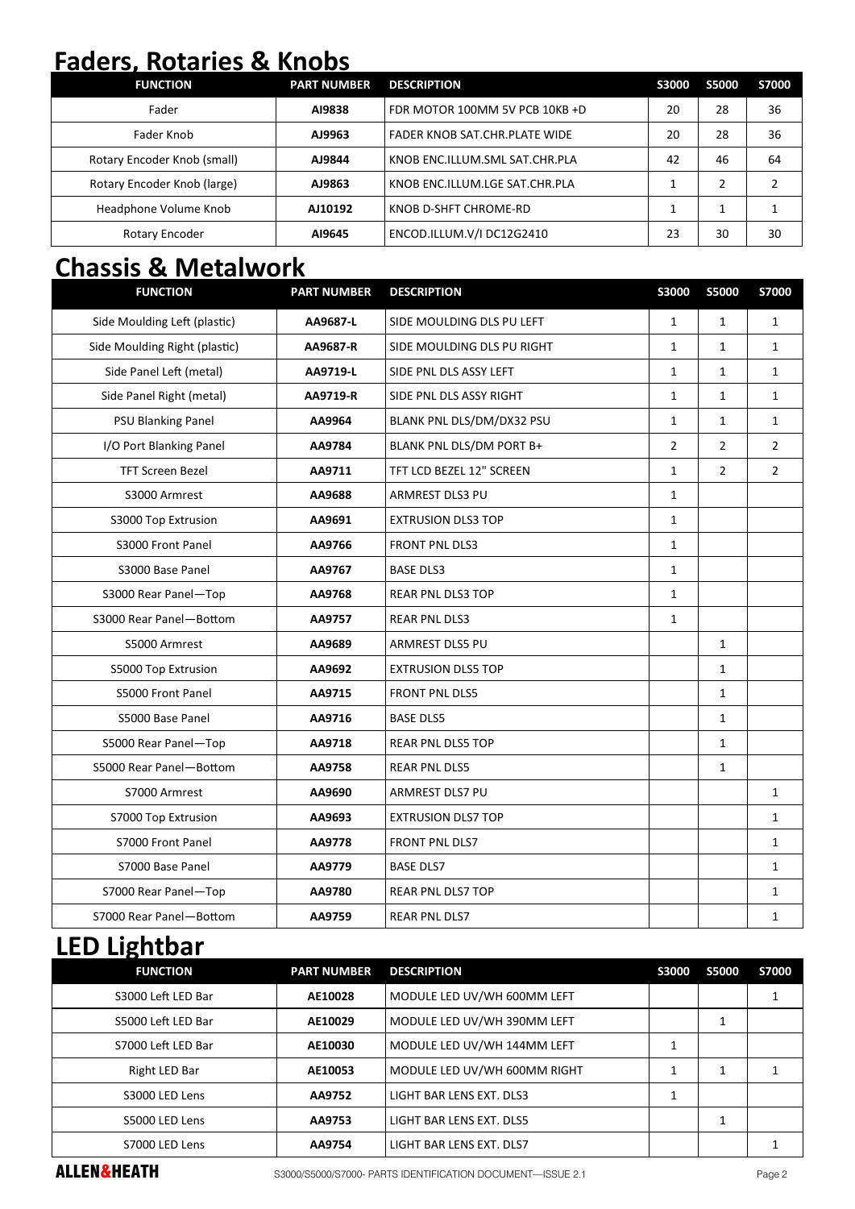# Faders, Rotaries & Knobs

| FUNCTION | PART NUMBER | DESCRIPTION | S3000 | S5000 | S7000 |
|---|---|---|---|---|---|
| Fader | **AI9838** | FDR MOTOR 100MM 5V PCB 10KB +D | 20 | 28 | 36 |
| Fader Knob | **AJ9963** | FADER KNOB SAT.CHR.PLATE WIDE | 20 | 28 | 36 |
| Rotary Encoder Knob (small) | **AJ9844** | KNOB ENC.ILLUM.SML SAT.CHR.PLA | 42 | 46 | 64 |
| Rotary Encoder Knob (large) | **AJ9863** | KNOB ENC.ILLUM.LGE SAT.CHR.PLA | 1 | 2 | 2 |
| Headphone Volume Knob | **AJ10192** | KNOB D-SHFT CHROME-RD | 1 | 1 | 1 |
| Rotary Encoder | **AI9645** | ENCOD.ILLUM.V/I DC12G2410 | 23 | 30 | 30 |

# Chassis & Metalwork

| FUNCTION | PART NUMBER | DESCRIPTION | S3000 | S5000 | S7000 |
|---|---|---|---|---|---|
| Side Moulding Left (plastic) | **AA9687-L** | SIDE MOULDING DLS PU LEFT | 1 | 1 | 1 |
| Side Moulding Right (plastic) | **AA9687-R** | SIDE MOULDING DLS PU RIGHT | 1 | 1 | 1 |
| Side Panel Left (metal) | **AA9719-L** | SIDE PNL DLS ASSY LEFT | 1 | 1 | 1 |
| Side Panel Right (metal) | **AA9719-R** | SIDE PNL DLS ASSY RIGHT | 1 | 1 | 1 |
| PSU Blanking Panel | **AA9964** | BLANK PNL DLS/DM/DX32 PSU | 1 | 1 | 1 |
| I/O Port Blanking Panel | **AA9784** | BLANK PNL DLS/DM PORT B+ | 2 | 2 | 2 |
| TFT Screen Bezel | **AA9711** | TFT LCD BEZEL 12" SCREEN | 1 | 2 | 2 |
| S3000 Armrest | **AA9688** | ARMREST DLS3 PU | 1 | | |
| S3000 Top Extrusion | **AA9691** | EXTRUSION DLS3 TOP | 1 | | |
| S3000 Front Panel | **AA9766** | FRONT PNL DLS3 | 1 | | |
| S3000 Base Panel | **AA9767** | BASE DLS3 | 1 | | |
| S3000 Rear Panel—Top | **AA9768** | REAR PNL DLS3 TOP | 1 | | |
| S3000 Rear Panel—Bottom | **AA9757** | REAR PNL DLS3 | 1 | | |
| S5000 Armrest | **AA9689** | ARMREST DLS5 PU | | 1 | |
| S5000 Top Extrusion | **AA9692** | EXTRUSION DLS5 TOP | | 1 | |
| S5000 Front Panel | **AA9715** | FRONT PNL DLS5 | | 1 | |
| S5000 Base Panel | **AA9716** | BASE DLS5 | | 1 | |
| S5000 Rear Panel—Top | **AA9718** | REAR PNL DLS5 TOP | | 1 | |
| S5000 Rear Panel—Bottom | **AA9758** | REAR PNL DLS5 | | 1 | |
| S7000 Armrest | **AA9690** | ARMREST DLS7 PU | | | 1 |
| S7000 Top Extrusion | **AA9693** | EXTRUSION DLS7 TOP | | | 1 |
| S7000 Front Panel | **AA9778** | FRONT PNL DLS7 | | | 1 |
| S7000 Base Panel | **AA9779** | BASE DLS7 | | | 1 |
| S7000 Rear Panel—Top | **AA9780** | REAR PNL DLS7 TOP | | | 1 |
| S7000 Rear Panel—Bottom | **AA9759** | REAR PNL DLS7 | | | 1 |

# LED Lightbar

| FUNCTION | PART NUMBER | DESCRIPTION | S3000 | S5000 | S7000 |
|---|---|---|---|---|---|
| S3000 Left LED Bar | **AE10028** | MODULE LED UV/WH 600MM LEFT | | | 1 |
| S5000 Left LED Bar | **AE10029** | MODULE LED UV/WH 390MM LEFT | | 1 | |
| S7000 Left LED Bar | **AE10030** | MODULE LED UV/WH 144MM LEFT | 1 | | |
| Right LED Bar | **AE10053** | MODULE LED UV/WH 600MM RIGHT | 1 | 1 | 1 |
| S3000 LED Lens | **AA9752** | LIGHT BAR LENS EXT. DLS3 | 1 | | |
| S5000 LED Lens | **AA9753** | LIGHT BAR LENS EXT. DLS5 | | 1 | |
| S7000 LED Lens | **AA9754** | LIGHT BAR LENS EXT. DLS7 | | | 1 |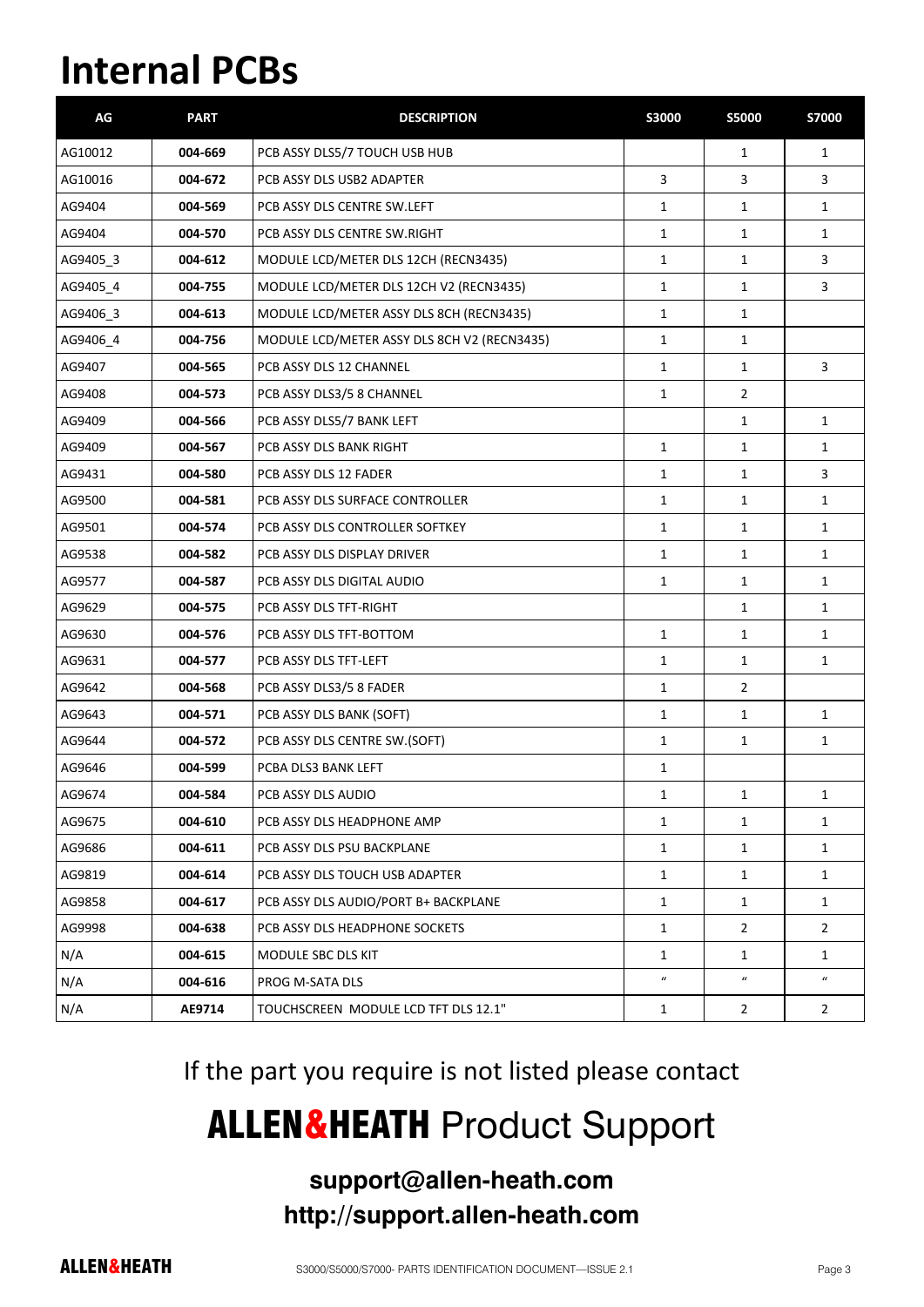# Internal PCBs

| AG | PART | DESCRIPTION | S3000 | S5000 | S7000 |
|---|---|---|---|---|---|
| AG10012 | **004-669** | PCB ASSY DLS5/7 TOUCH USB HUB | | 1 | 1 |
| AG10016 | **004-672** | PCB ASSY DLS USB2 ADAPTER | 3 | 3 | 3 |
| AG9404 | **004-569** | PCB ASSY DLS CENTRE SW.LEFT | 1 | 1 | 1 |
| AG9404 | **004-570** | PCB ASSY DLS CENTRE SW.RIGHT | 1 | 1 | 1 |
| AG9405_3 | **004-612** | MODULE LCD/METER DLS 12CH (RECN3435) | 1 | 1 | 3 |
| AG9405_4 | **004-755** | MODULE LCD/METER DLS 12CH V2 (RECN3435) | 1 | 1 | 3 |
| AG9406_3 | **004-613** | MODULE LCD/METER ASSY DLS 8CH (RECN3435) | 1 | 1 | |
| AG9406_4 | **004-756** | MODULE LCD/METER ASSY DLS 8CH V2 (RECN3435) | 1 | 1 | |
| AG9407 | **004-565** | PCB ASSY DLS 12 CHANNEL | 1 | 1 | 3 |
| AG9408 | **004-573** | PCB ASSY DLS3/5 8 CHANNEL | 1 | 2 | |
| AG9409 | **004-566** | PCB ASSY DLS5/7 BANK LEFT | | 1 | 1 |
| AG9409 | **004-567** | PCB ASSY DLS BANK RIGHT | 1 | 1 | 1 |
| AG9431 | **004-580** | PCB ASSY DLS 12 FADER | 1 | 1 | 3 |
| AG9500 | **004-581** | PCB ASSY DLS SURFACE CONTROLLER | 1 | 1 | 1 |
| AG9501 | **004-574** | PCB ASSY DLS CONTROLLER SOFTKEY | 1 | 1 | 1 |
| AG9538 | **004-582** | PCB ASSY DLS DISPLAY DRIVER | 1 | 1 | 1 |
| AG9577 | **004-587** | PCB ASSY DLS DIGITAL AUDIO | 1 | 1 | 1 |
| AG9629 | **004-575** | PCB ASSY DLS TFT-RIGHT | | 1 | 1 |
| AG9630 | **004-576** | PCB ASSY DLS TFT-BOTTOM | 1 | 1 | 1 |
| AG9631 | **004-577** | PCB ASSY DLS TFT-LEFT | 1 | 1 | 1 |
| AG9642 | **004-568** | PCB ASSY DLS3/5 8 FADER | 1 | 2 | |
| AG9643 | **004-571** | PCB ASSY DLS BANK (SOFT) | 1 | 1 | 1 |
| AG9644 | **004-572** | PCB ASSY DLS CENTRE SW.(SOFT) | 1 | 1 | 1 |
| AG9646 | **004-599** | PCBA DLS3 BANK LEFT | 1 | | |
| AG9674 | **004-584** | PCB ASSY DLS AUDIO | 1 | 1 | 1 |
| AG9675 | **004-610** | PCB ASSY DLS HEADPHONE AMP | 1 | 1 | 1 |
| AG9686 | **004-611** | PCB ASSY DLS PSU BACKPLANE | 1 | 1 | 1 |
| AG9819 | **004-614** | PCB ASSY DLS TOUCH USB ADAPTER | 1 | 1 | 1 |
| AG9858 | **004-617** | PCB ASSY DLS AUDIO/PORT B+ BACKPLANE | 1 | 1 | 1 |
| AG9998 | **004-638** | PCB ASSY DLS HEADPHONE SOCKETS | 1 | 2 | 2 |
| N/A | **004-615** | MODULE SBC DLS KIT | 1 | 1 | 1 |
| N/A | **004-616** | PROG M-SATA DLS | " | " | " |
| N/A | **AE9714** | TOUCHSCREEN MODULE LCD TFT DLS 12.1" | 1 | 2 | 2 |

If the part you require is not listed please contact

## ALLEN&HEATH Product Support

**support@allen-heath.com**
**http://support.allen-heath.com**